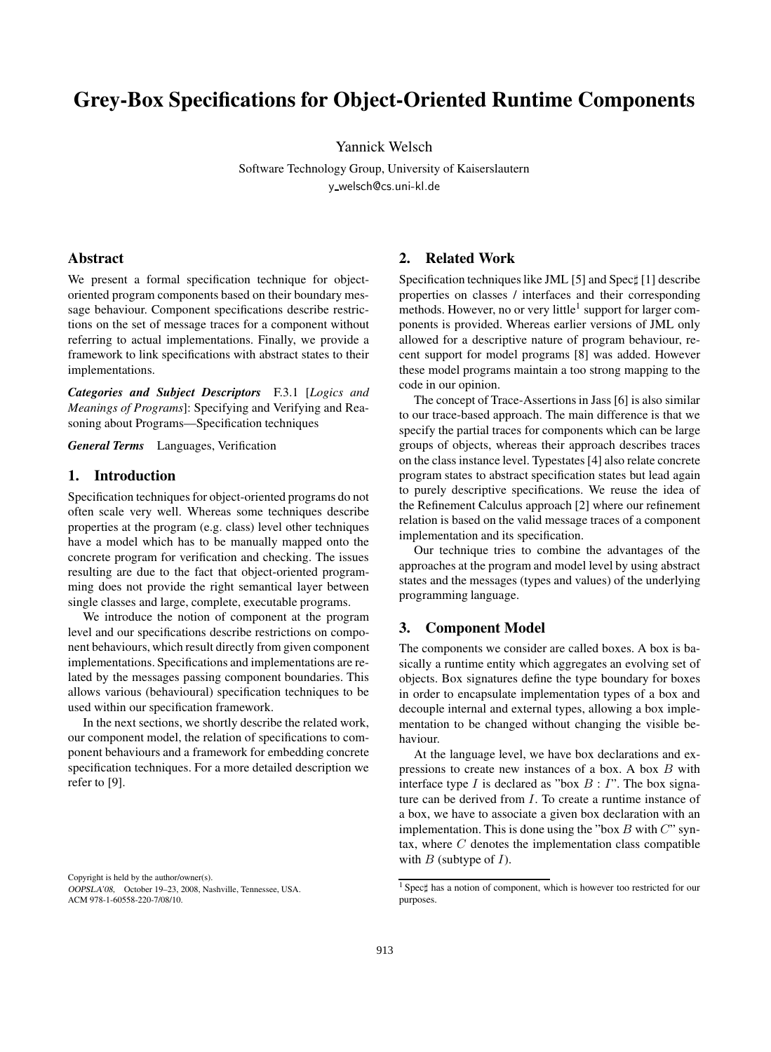# Grey-Box Specifications for Object-Oriented Runtime Components

Yannick Welsch

Software Technology Group, University of Kaiserslautern

y_welsch@cs.uni-kl.de

## Abstract

We present a formal specification technique for object-oriented program components based on their boundary message behaviour. Component specifications describe restrictions on the set of message traces for a component without referring to actual implementations. Finally, we provide a framework to link specifications with abstract states to their implementations.

***Categories and Subject Descriptors*** F.3.1 [*Logics and Meanings of Programs*]: Specifying and Verifying and Reasoning about Programs—Specification techniques

***General Terms*** Languages, Verification

## 1. Introduction

Specification techniques for object-oriented programs do not often scale very well. Whereas some techniques describe properties at the program (e.g. class) level other techniques have a model which has to be manually mapped onto the concrete program for verification and checking. The issues resulting are due to the fact that object-oriented programming does not provide the right semantical layer between single classes and large, complete, executable programs.

We introduce the notion of component at the program level and our specifications describe restrictions on component behaviours, which result directly from given component implementations. Specifications and implementations are related by the messages passing component boundaries. This allows various (behavioural) specification techniques to be used within our specification framework.

In the next sections, we shortly describe the related work, our component model, the relation of specifications to component behaviours and a framework for embedding concrete specification techniques. For a more detailed description we refer to [9].

Copyright is held by the author/owner(s).
*OOPSLA'08,* October 19–23, 2008, Nashville, Tennessee, USA.
ACM 978-1-60558-220-7/08/10.

## 2. Related Work

Specification techniques like JML [5] and Spec♯ [1] describe properties on classes / interfaces and their corresponding methods. However, no or very little[1] support for larger components is provided. Whereas earlier versions of JML only allowed for a descriptive nature of program behaviour, recent support for model programs [8] was added. However these model programs maintain a too strong mapping to the code in our opinion.

The concept of Trace-Assertions in Jass [6] is also similar to our trace-based approach. The main difference is that we specify the partial traces for components which can be large groups of objects, whereas their approach describes traces on the class instance level. Typestates [4] also relate concrete program states to abstract specification states but lead again to purely descriptive specifications. We reuse the idea of the Refinement Calculus approach [2] where our refinement relation is based on the valid message traces of a component implementation and its specification.

Our technique tries to combine the advantages of the approaches at the program and model level by using abstract states and the messages (types and values) of the underlying programming language.

## 3. Component Model

The components we consider are called boxes. A box is basically a runtime entity which aggregates an evolving set of objects. Box signatures define the type boundary for boxes in order to encapsulate implementation types of a box and decouple internal and external types, allowing a box implementation to be changed without changing the visible behaviour.

At the language level, we have box declarations and expressions to create new instances of a box. A box $B$ with interface type $I$ is declared as "box $B$ : $I$". The box signature can be derived from $I$. To create a runtime instance of a box, we have to associate a given box declaration with an implementation. This is done using the "box $B$ with $C$" syntax, where $C$ denotes the implementation class compatible with $B$ (subtype of $I$).

[1] Spec♯ has a notion of component, which is however too restricted for our purposes.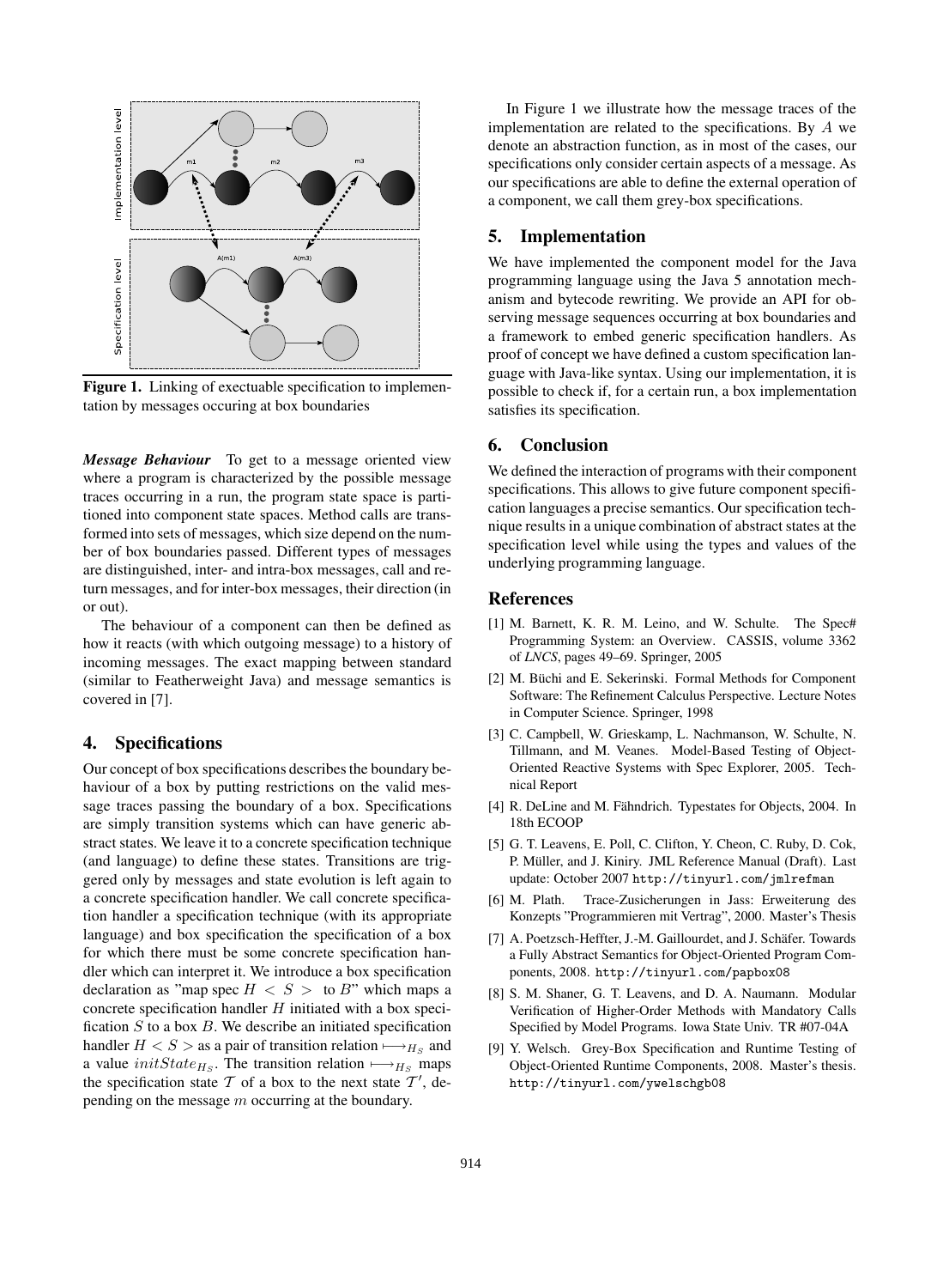Implementation level

m1

m2

m3

A(m1)

A(m3)

Specification level

**Figure 1.** Linking of exectuable specification to implementation by messages occuring at box boundaries

***Message Behaviour*** To get to a message oriented view where a program is characterized by the possible message traces occurring in a run, the program state space is partitioned into component state spaces. Method calls are transformed into sets of messages, which size depend on the number of box boundaries passed. Different types of messages are distinguished, inter- and intra-box messages, call and return messages, and for inter-box messages, their direction (in or out).

The behaviour of a component can then be defined as how it reacts (with which outgoing message) to a history of incoming messages. The exact mapping between standard (similar to Featherweight Java) and message semantics is covered in [7].

## 4. Specifications

Our concept of box specifications describes the boundary behaviour of a box by putting restrictions on the valid message traces passing the boundary of a box. Specifications are simply transition systems which can have generic abstract states. We leave it to a concrete specification technique (and language) to define these states. Transitions are triggered only by messages and state evolution is left again to a concrete specification handler. We call concrete specification handler a specification technique (with its appropriate language) and box specification the specification of a box for which there must be some concrete specification handler which can interpret it. We introduce a box specification declaration as "map spec $H < S >$ to $B$" which maps a concrete specification handler $H$ initiated with a box specification $S$ to a box $B$. We describe an initiated specification handler $H < S >$ as a pair of transition relation $\longmapsto_{H_S}$ and a value $initState_{H_S}$. The transition relation $\longmapsto_{H_S}$ maps the specification state $\mathcal{T}$ of a box to the next state $\mathcal{T}'$, depending on the message $m$ occurring at the boundary.

In Figure 1 we illustrate how the message traces of the implementation are related to the specifications. By $A$ we denote an abstraction function, as in most of the cases, our specifications only consider certain aspects of a message. As our specifications are able to define the external operation of a component, we call them grey-box specifications.

## 5. Implementation

We have implemented the component model for the Java programming language using the Java 5 annotation mechanism and bytecode rewriting. We provide an API for observing message sequences occurring at box boundaries and a framework to embed generic specification handlers. As proof of concept we have defined a custom specification language with Java-like syntax. Using our implementation, it is possible to check if, for a certain run, a box implementation satisfies its specification.

## 6. Conclusion

We defined the interaction of programs with their component specifications. This allows to give future component specification languages a precise semantics. Our specification technique results in a unique combination of abstract states at the specification level while using the types and values of the underlying programming language.

## References

[1] M. Barnett, K. R. M. Leino, and W. Schulte. The Spec# Programming System: an Overview. CASSIS, volume 3362 of *LNCS*, pages 49–69. Springer, 2005

[2] M. Büchi and E. Sekerinski. Formal Methods for Component Software: The Refinement Calculus Perspective. Lecture Notes in Computer Science. Springer, 1998

[3] C. Campbell, W. Grieskamp, L. Nachmanson, W. Schulte, N. Tillmann, and M. Veanes. Model-Based Testing of Object-Oriented Reactive Systems with Spec Explorer, 2005. Technical Report

[4] R. DeLine and M. Fähndrich. Typestates for Objects, 2004. In 18th ECOOP

[5] G. T. Leavens, E. Poll, C. Clifton, Y. Cheon, C. Ruby, D. Cok, P. Müller, and J. Kiniry. JML Reference Manual (Draft). Last update: October 2007 `http://tinyurl.com/jmlrefman`

[6] M. Plath. Trace-Zusicherungen in Jass: Erweiterung des Konzepts "Programmieren mit Vertrag", 2000. Master's Thesis

[7] A. Poetzsch-Heffter, J.-M. Gaillourdet, and J. Schäfer. Towards a Fully Abstract Semantics for Object-Oriented Program Components, 2008. `http://tinyurl.com/papbox08`

[8] S. M. Shaner, G. T. Leavens, and D. A. Naumann. Modular Verification of Higher-Order Methods with Mandatory Calls Specified by Model Programs. Iowa State Univ. TR #07-04A

[9] Y. Welsch. Grey-Box Specification and Runtime Testing of Object-Oriented Runtime Components, 2008. Master's thesis. `http://tinyurl.com/ywelschgb08`